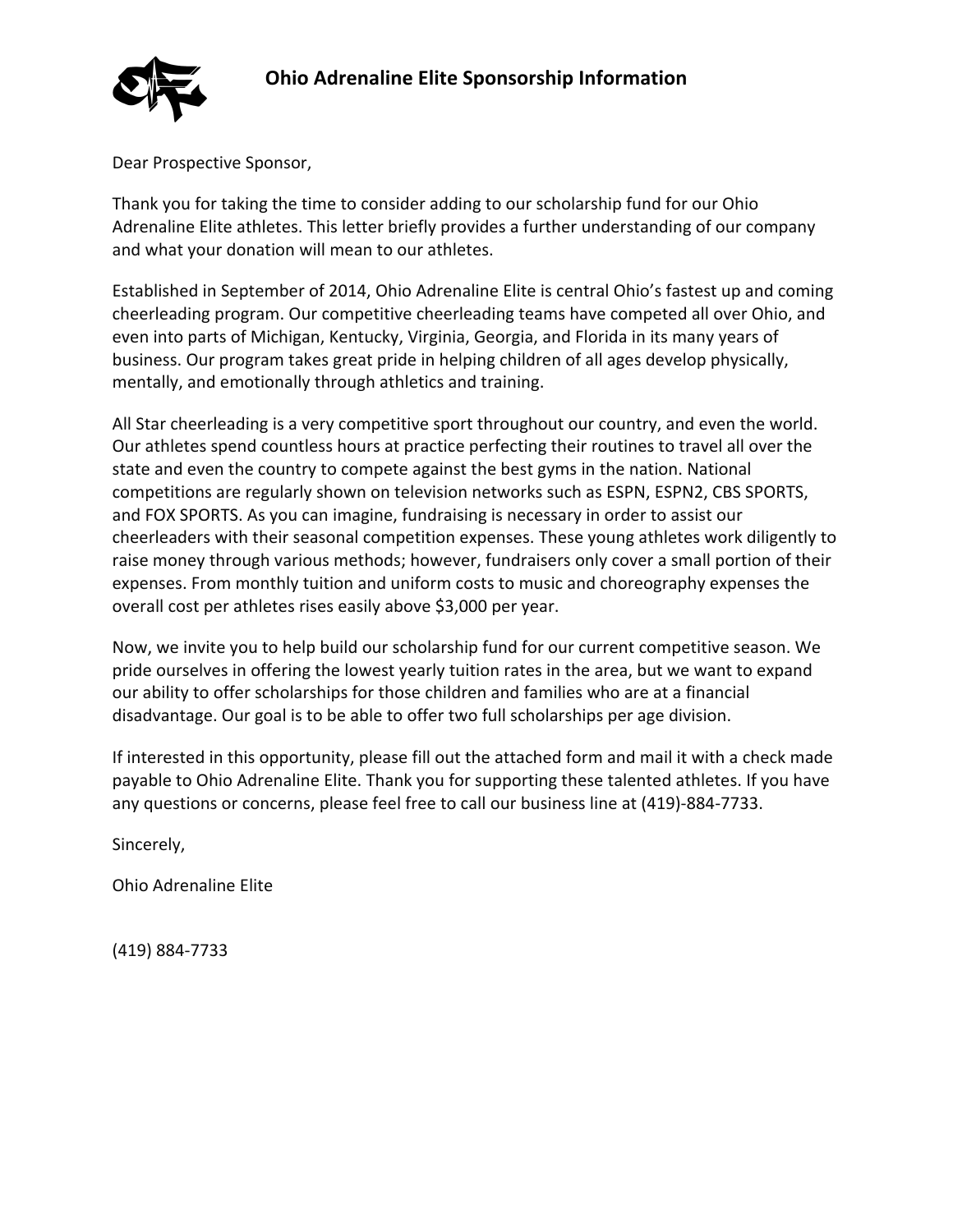# Ohio Adrenaline Elite Sponsorship Information

Dear Prospective Sponsor,

Thank you for taking the time to consider adding to our scholarship fund for our Ohio Adrenaline Elite athletes. This letter briefly provides a further understanding of our company and what your donation will mean to our athletes.

Established in September of 2014, Ohio Adrenaline Elite is central Ohio's fastest up and coming cheerleading program. Our competitive cheerleading teams have competed all over Ohio, and even into parts of Michigan, Kentucky, Virginia, Georgia, and Florida in its many years of business. Our program takes great pride in helping children of all ages develop physically, mentally, and emotionally through athletics and training.

All Star cheerleading is a very competitive sport throughout our country, and even the world. Our athletes spend countless hours at practice perfecting their routines to travel all over the state and even the country to compete against the best gyms in the nation. National competitions are regularly shown on television networks such as ESPN, ESPN2, CBS SPORTS, and FOX SPORTS. As you can imagine, fundraising is necessary in order to assist our cheerleaders with their seasonal competition expenses. These young athletes work diligently to raise money through various methods; however, fundraisers only cover a small portion of their expenses. From monthly tuition and uniform costs to music and choreography expenses the overall cost per athletes rises easily above $3,000 per year.

Now, we invite you to help build our scholarship fund for our current competitive season. We pride ourselves in offering the lowest yearly tuition rates in the area, but we want to expand our ability to offer scholarships for those children and families who are at a financial disadvantage. Our goal is to be able to offer two full scholarships per age division.

If interested in this opportunity, please fill out the attached form and mail it with a check made payable to Ohio Adrenaline Elite. Thank you for supporting these talented athletes. If you have any questions or concerns, please feel free to call our business line at (419)-884-7733.

Sincerely,

Ohio Adrenaline Elite

(419) 884-7733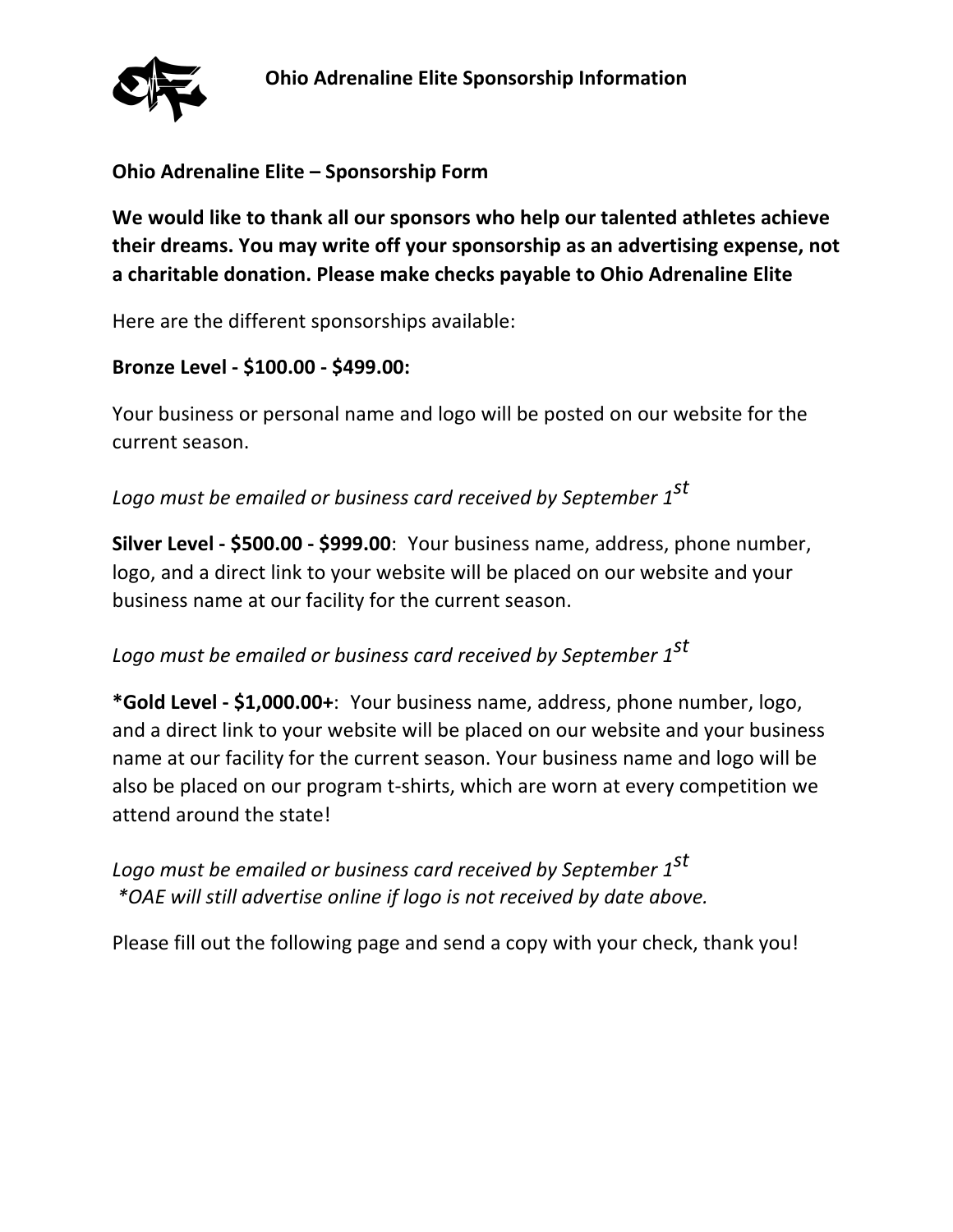# Ohio Adrenaline Elite Sponsorship Information

## Ohio Adrenaline Elite – Sponsorship Form

**We would like to thank all our sponsors who help our talented athletes achieve their dreams. You may write off your sponsorship as an advertising expense, not a charitable donation. Please make checks payable to Ohio Adrenaline Elite**

Here are the different sponsorships available:

**Bronze Level - $100.00 - $499.00:**

Your business or personal name and logo will be posted on our website for the current season.

*Logo must be emailed or business card received by September 1st*

**Silver Level - $500.00 - $999.00**: Your business name, address, phone number, logo, and a direct link to your website will be placed on our website and your business name at our facility for the current season.

*Logo must be emailed or business card received by September 1st*

**\*Gold Level - $1,000.00+**: Your business name, address, phone number, logo, and a direct link to your website will be placed on our website and your business name at our facility for the current season. Your business name and logo will be also be placed on our program t-shirts, which are worn at every competition we attend around the state!

*Logo must be emailed or business card received by September 1st*
*\*OAE will still advertise online if logo is not received by date above.*

Please fill out the following page and send a copy with your check, thank you!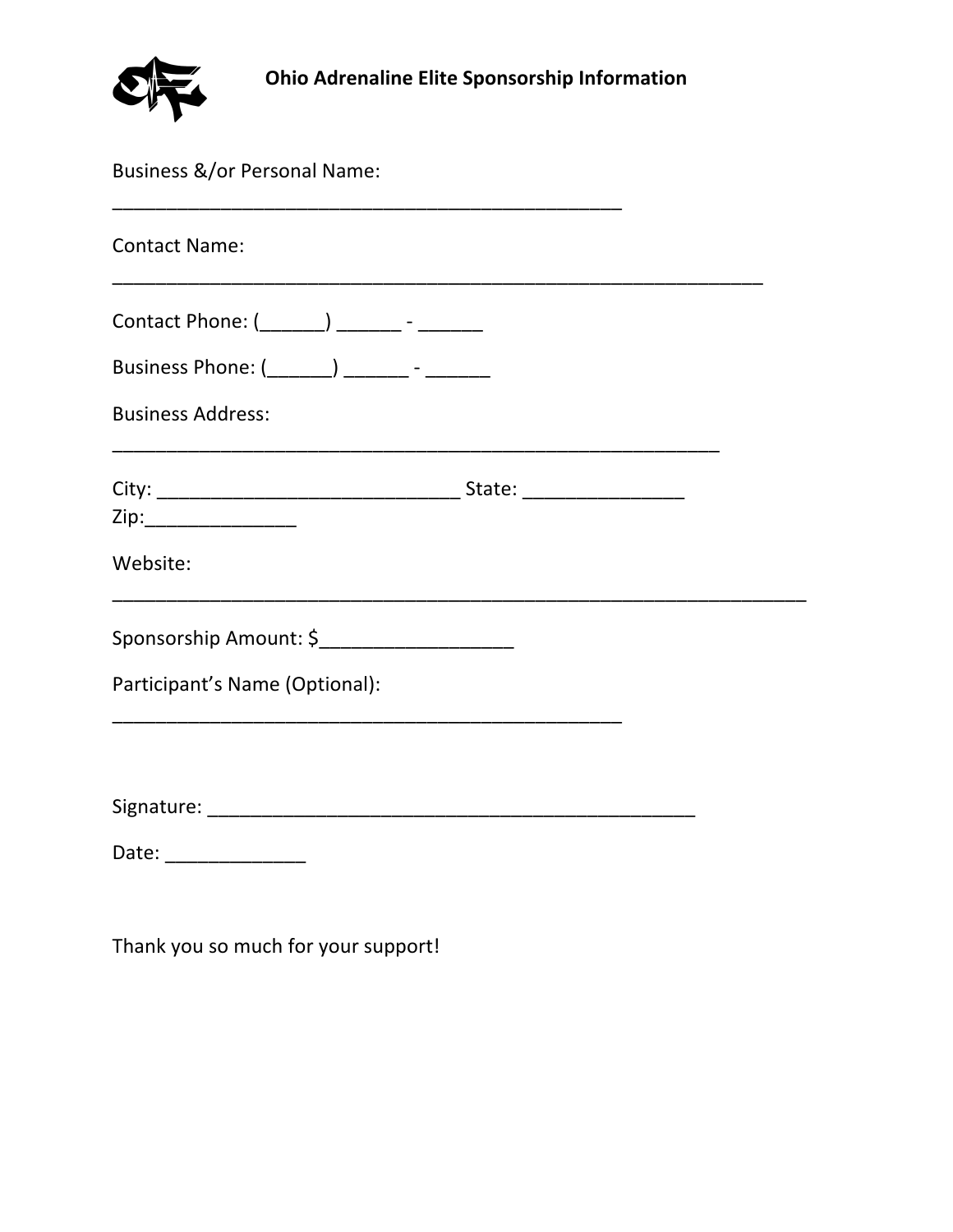# Ohio Adrenaline Elite Sponsorship Information

Business &/or Personal Name:

__________________________________________________

Contact Name:

________________________________________________________________

Contact Phone: (______) ______ - ______

Business Phone: (______) ______ - ______

Business Address:

____________________________________________________________

City: ______________________________ State: _______________
Zip:______________

Website:

____________________________________________________________________

Sponsorship Amount: $__________________

Participant's Name (Optional):

__________________________________________________

Signature: ________________________________________________

Date: _____________

Thank you so much for your support!